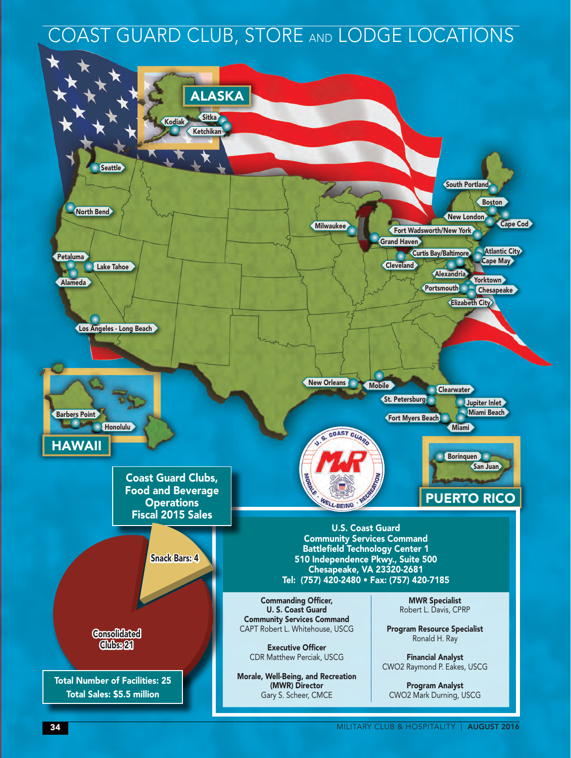# COAST GUARD CLUB, STORE AND LODGE LOCATIONS

**ALASKA**
Kodiak, Sitka, Ketchikan

Seattle, North Bend, Petaluma, Lake Tahoe, Alameda, Los Angeles - Long Beach, Milwaukee, Grand Haven, Cleveland, South Portland, Boston, New London, Cape Cod, Fort Wadsworth/New York, Curtis Bay/Baltimore, Atlantic City, Cape May, Alexandria, Yorktown, Portsmouth, Chesapeake, Elizabeth City, New Orleans, Mobile, Clearwater, St. Petersburg, Jupiter Inlet, Miami Beach, Fort Myers Beach, Miami

**HAWAII**
Barbers Point, Honolulu

**PUERTO RICO**
Borinquen, San Juan

## Coast Guard Clubs, Food and Beverage Operations Fiscal 2015 Sales

- Snack Bars: 4
- Consolidated Clubs: 21

**Total Number of Facilities: 25**
**Total Sales: $5.5 million**

**U.S. Coast Guard**
**Community Services Command**
**Battlefield Technology Center 1**
**510 Independence Pkwy., Suite 500**
**Chesapeake, VA 23320-2681**
**Tel: (757) 420-2480 • Fax: (757) 420-7185**

**Commanding Officer, U. S. Coast Guard Community Services Command**
CAPT Robert L. Whitehouse, USCG

**Executive Officer**
CDR Matthew Perciak, USCG

**Morale, Well-Being, and Recreation (MWR) Director**
Gary S. Scheer, CMCE

**MWR Specialist**
Robert L. Davis, CPRP

**Program Resource Specialist**
Ronald H. Ray

**Financial Analyst**
CWO2 Raymond P. Eakes, USCG

**Program Analyst**
CWO2 Mark Durning, USCG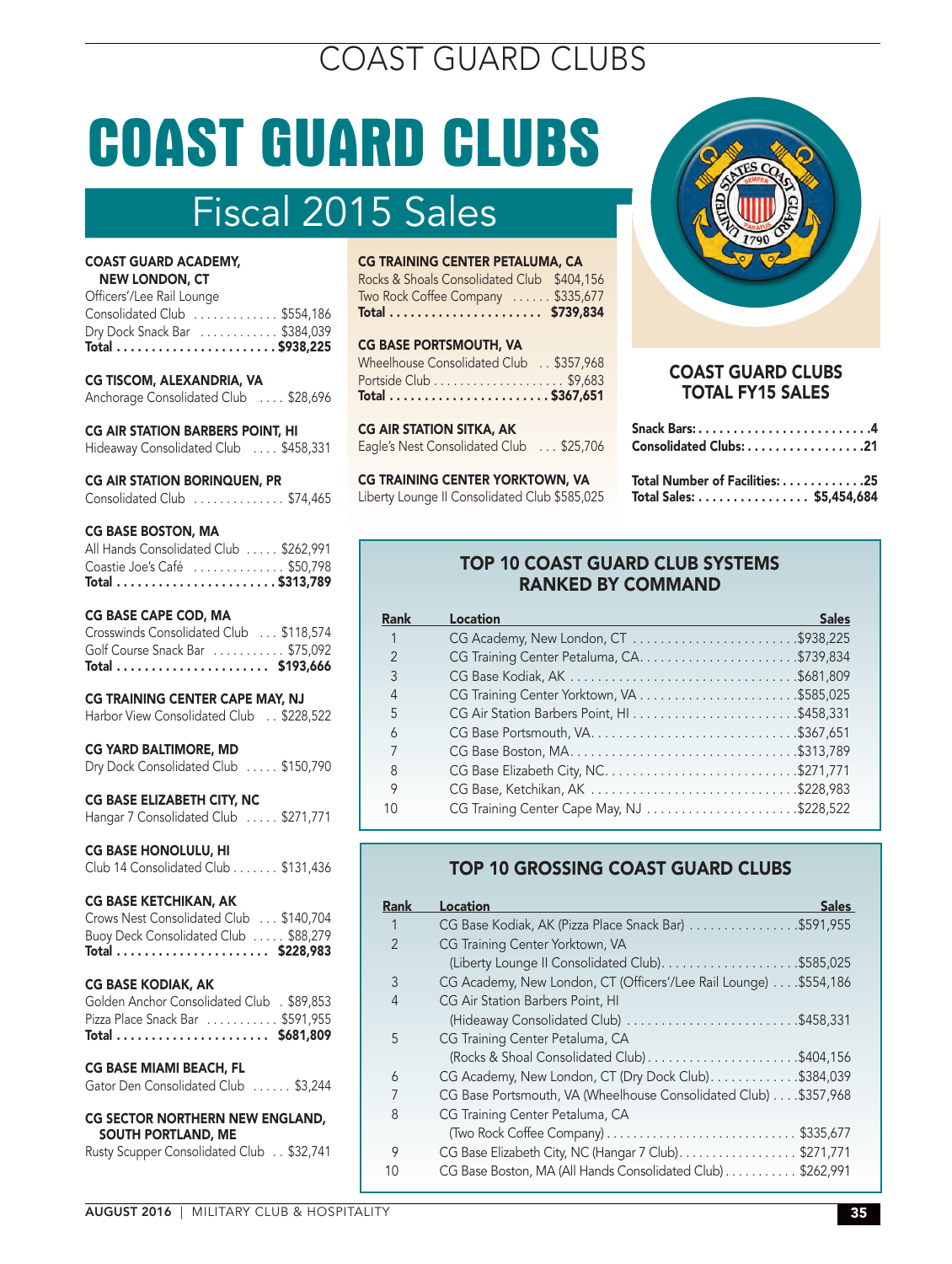# COAST GUARD CLUBS

## Fiscal 2015 Sales

**COAST GUARD ACADEMY, NEW LONDON, CT**

Officers'/Lee Rail Lounge

Consolidated Club ............. $554,186

Dry Dock Snack Bar ............ $384,039

**Total ........................ $938,225**

**CG TISCOM, ALEXANDRIA, VA**

Anchorage Consolidated Club .... $28,696

**CG AIR STATION BARBERS POINT, HI**

Hideaway Consolidated Club .... $458,331

**CG AIR STATION BORINQUEN, PR**

Consolidated Club .............. $74,465

**CG BASE BOSTON, MA**

All Hands Consolidated Club ..... $262,991

Coastie Joe's Café .............. $50,798

**Total ........................ $313,789**

**CG BASE CAPE COD, MA**

Crosswinds Consolidated Club ... $118,574

Golf Course Snack Bar ........... $75,092

**Total ...................... $193,666**

**CG TRAINING CENTER CAPE MAY, NJ**

Harbor View Consolidated Club .. $228,522

**CG YARD BALTIMORE, MD**

Dry Dock Consolidated Club ..... $150,790

**CG BASE ELIZABETH CITY, NC**

Hangar 7 Consolidated Club ..... $271,771

**CG BASE HONOLULU, HI**

Club 14 Consolidated Club ....... $131,436

**CG BASE KETCHIKAN, AK**

Crows Nest Consolidated Club ... $140,704

Buoy Deck Consolidated Club ..... $88,279

**Total ...................... $228,983**

**CG BASE KODIAK, AK**

Golden Anchor Consolidated Club . $89,853

Pizza Place Snack Bar ........... $591,955

**Total ...................... $681,809**

**CG BASE MIAMI BEACH, FL**

Gator Den Consolidated Club ...... $3,244

**CG SECTOR NORTHERN NEW ENGLAND, SOUTH PORTLAND, ME**

Rusty Scupper Consolidated Club .. $32,741

**CG TRAINING CENTER PETALUMA, CA**

Rocks & Shoals Consolidated Club $404,156

Two Rock Coffee Company ...... $335,677

**Total ...................... $739,834**

**CG BASE PORTSMOUTH, VA**

Wheelhouse Consolidated Club .. $357,968

Portside Club .................... $9,683

**Total ....................... $367,651**

**CG AIR STATION SITKA, AK**

Eagle's Nest Consolidated Club ... $25,706

**CG TRAINING CENTER YORKTOWN, VA**

Liberty Lounge II Consolidated Club $585,025

### COAST GUARD CLUBS TOTAL FY15 SALES

**Snack Bars: ........................ 4**

**Consolidated Clubs: ................. 21**

**Total Number of Facilities: ............ 25**

**Total Sales: ................ $5,454,684**

### TOP 10 COAST GUARD CLUB SYSTEMS RANKED BY COMMAND

| Rank | Location | Sales |
|---|---|---|
| 1 | CG Academy, New London, CT | $938,225 |
| 2 | CG Training Center Petaluma, CA. | $739,834 |
| 3 | CG Base Kodiak, AK | $681,809 |
| 4 | CG Training Center Yorktown, VA | $585,025 |
| 5 | CG Air Station Barbers Point, HI | $458,331 |
| 6 | CG Base Portsmouth, VA. | $367,651 |
| 7 | CG Base Boston, MA. | $313,789 |
| 8 | CG Base Elizabeth City, NC. | $271,771 |
| 9 | CG Base, Ketchikan, AK | $228,983 |
| 10 | CG Training Center Cape May, NJ | $228,522 |

### TOP 10 GROSSING COAST GUARD CLUBS

| Rank | Location | Sales |
|---|---|---|
| 1 | CG Base Kodiak, AK (Pizza Place Snack Bar) | $591,955 |
| 2 | CG Training Center Yorktown, VA (Liberty Lounge II Consolidated Club) | $585,025 |
| 3 | CG Academy, New London, CT (Officers'/Lee Rail Lounge) | $554,186 |
| 4 | CG Air Station Barbers Point, HI (Hideaway Consolidated Club) | $458,331 |
| 5 | CG Training Center Petaluma, CA (Rocks & Shoal Consolidated Club) | $404,156 |
| 6 | CG Academy, New London, CT (Dry Dock Club) | $384,039 |
| 7 | CG Base Portsmouth, VA (Wheelhouse Consolidated Club) | $357,968 |
| 8 | CG Training Center Petaluma, CA (Two Rock Coffee Company) | $335,677 |
| 9 | CG Base Elizabeth City, NC (Hangar 7 Club) | $271,771 |
| 10 | CG Base Boston, MA (All Hands Consolidated Club) | $262,991 |